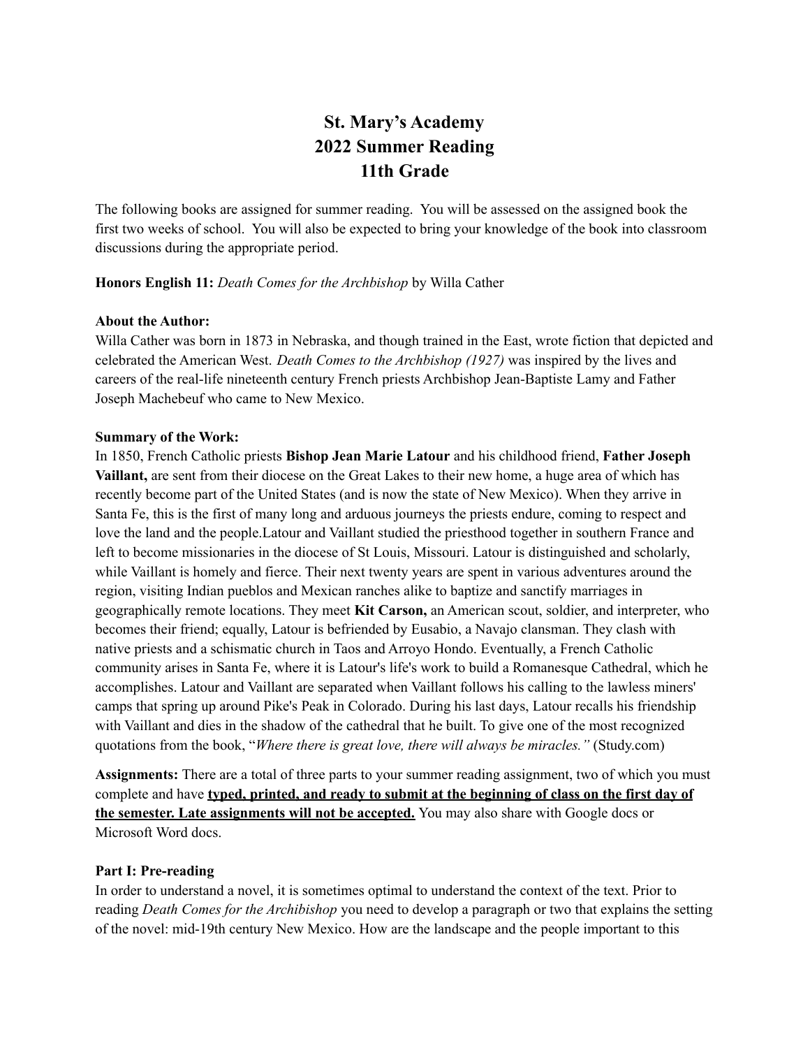# St. Mary's Academy
# 2022 Summer Reading
# 11th Grade

The following books are assigned for summer reading. You will be assessed on the assigned book the first two weeks of school. You will also be expected to bring your knowledge of the book into classroom discussions during the appropriate period.

**Honors English 11:** *Death Comes for the Archbishop* by Willa Cather

**About the Author:**
Willa Cather was born in 1873 in Nebraska, and though trained in the East, wrote fiction that depicted and celebrated the American West. *Death Comes to the Archbishop (1927)* was inspired by the lives and careers of the real-life nineteenth century French priests Archbishop Jean-Baptiste Lamy and Father Joseph Machebeuf who came to New Mexico.

**Summary of the Work:**
In 1850, French Catholic priests **Bishop Jean Marie Latour** and his childhood friend, **Father Joseph Vaillant,** are sent from their diocese on the Great Lakes to their new home, a huge area of which has recently become part of the United States (and is now the state of New Mexico). When they arrive in Santa Fe, this is the first of many long and arduous journeys the priests endure, coming to respect and love the land and the people.Latour and Vaillant studied the priesthood together in southern France and left to become missionaries in the diocese of St Louis, Missouri. Latour is distinguished and scholarly, while Vaillant is homely and fierce. Their next twenty years are spent in various adventures around the region, visiting Indian pueblos and Mexican ranches alike to baptize and sanctify marriages in geographically remote locations. They meet **Kit Carson,** an American scout, soldier, and interpreter, who becomes their friend; equally, Latour is befriended by Eusabio, a Navajo clansman. They clash with native priests and a schismatic church in Taos and Arroyo Hondo. Eventually, a French Catholic community arises in Santa Fe, where it is Latour's life's work to build a Romanesque Cathedral, which he accomplishes. Latour and Vaillant are separated when Vaillant follows his calling to the lawless miners' camps that spring up around Pike's Peak in Colorado. During his last days, Latour recalls his friendship with Vaillant and dies in the shadow of the cathedral that he built. To give one of the most recognized quotations from the book, "*Where there is great love, there will always be miracles."* (Study.com)

**Assignments:** There are a total of three parts to your summer reading assignment, two of which you must complete and have **<u>typed, printed, and ready to submit at the beginning of class on the first day of the semester. Late assignments will not be accepted.</u>** You may also share with Google docs or Microsoft Word docs.

**Part I: Pre-reading**
In order to understand a novel, it is sometimes optimal to understand the context of the text. Prior to reading *Death Comes for the Archibishop* you need to develop a paragraph or two that explains the setting of the novel: mid-19th century New Mexico. How are the landscape and the people important to this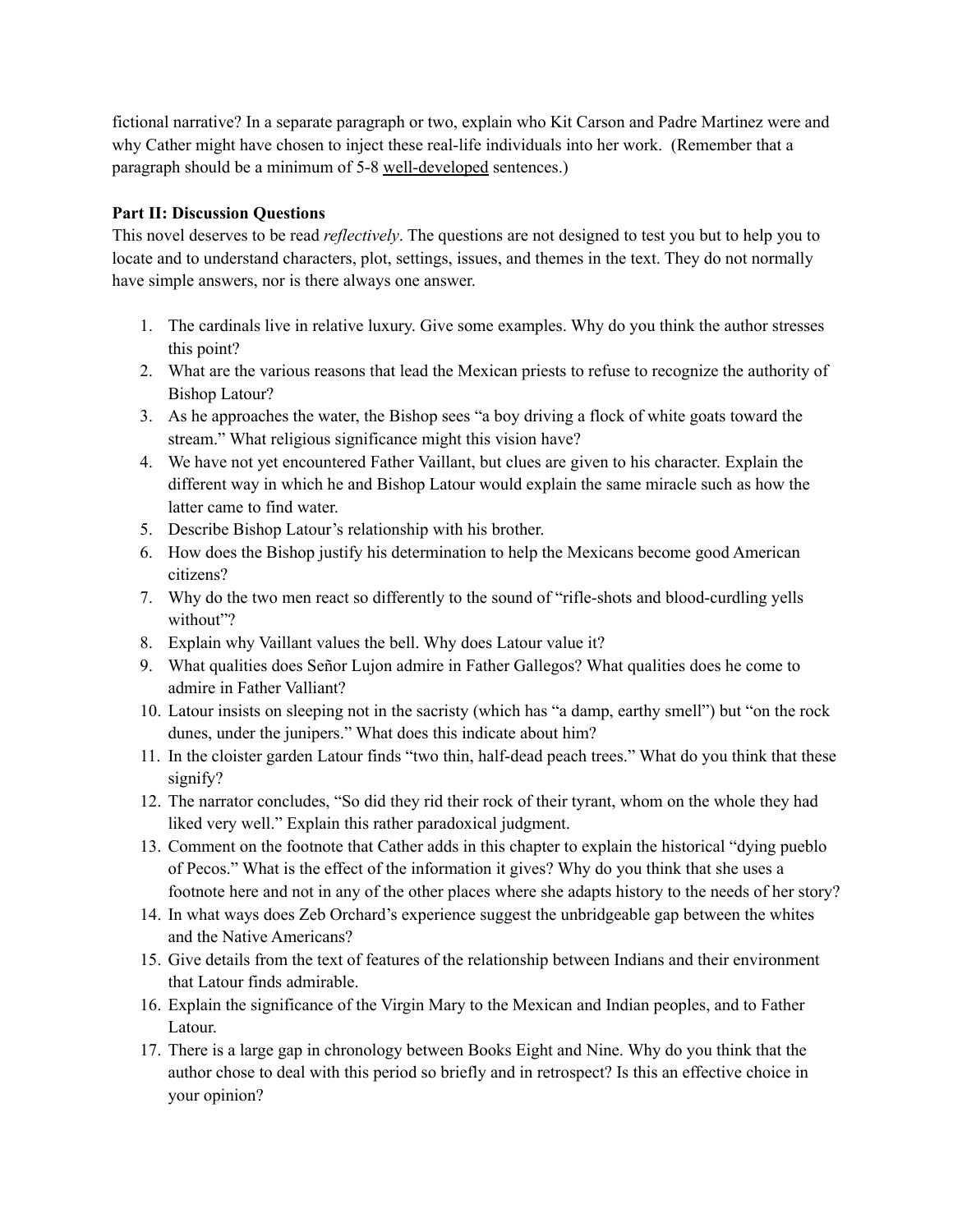fictional narrative? In a separate paragraph or two, explain who Kit Carson and Padre Martinez were and why Cather might have chosen to inject these real-life individuals into her work. (Remember that a paragraph should be a minimum of 5-8 <u>well-developed</u> sentences.)

**Part II: Discussion Questions**

This novel deserves to be read *reflectively*. The questions are not designed to test you but to help you to locate and to understand characters, plot, settings, issues, and themes in the text. They do not normally have simple answers, nor is there always one answer.

1. The cardinals live in relative luxury. Give some examples. Why do you think the author stresses this point?
2. What are the various reasons that lead the Mexican priests to refuse to recognize the authority of Bishop Latour?
3. As he approaches the water, the Bishop sees "a boy driving a flock of white goats toward the stream." What religious significance might this vision have?
4. We have not yet encountered Father Vaillant, but clues are given to his character. Explain the different way in which he and Bishop Latour would explain the same miracle such as how the latter came to find water.
5. Describe Bishop Latour's relationship with his brother.
6. How does the Bishop justify his determination to help the Mexicans become good American citizens?
7. Why do the two men react so differently to the sound of "rifle-shots and blood-curdling yells without"?
8. Explain why Vaillant values the bell. Why does Latour value it?
9. What qualities does Señor Lujon admire in Father Gallegos? What qualities does he come to admire in Father Valliant?
10. Latour insists on sleeping not in the sacristy (which has "a damp, earthy smell") but "on the rock dunes, under the junipers." What does this indicate about him?
11. In the cloister garden Latour finds "two thin, half-dead peach trees." What do you think that these signify?
12. The narrator concludes, "So did they rid their rock of their tyrant, whom on the whole they had liked very well." Explain this rather paradoxical judgment.
13. Comment on the footnote that Cather adds in this chapter to explain the historical "dying pueblo of Pecos." What is the effect of the information it gives? Why do you think that she uses a footnote here and not in any of the other places where she adapts history to the needs of her story?
14. In what ways does Zeb Orchard's experience suggest the unbridgeable gap between the whites and the Native Americans?
15. Give details from the text of features of the relationship between Indians and their environment that Latour finds admirable.
16. Explain the significance of the Virgin Mary to the Mexican and Indian peoples, and to Father Latour.
17. There is a large gap in chronology between Books Eight and Nine. Why do you think that the author chose to deal with this period so briefly and in retrospect? Is this an effective choice in your opinion?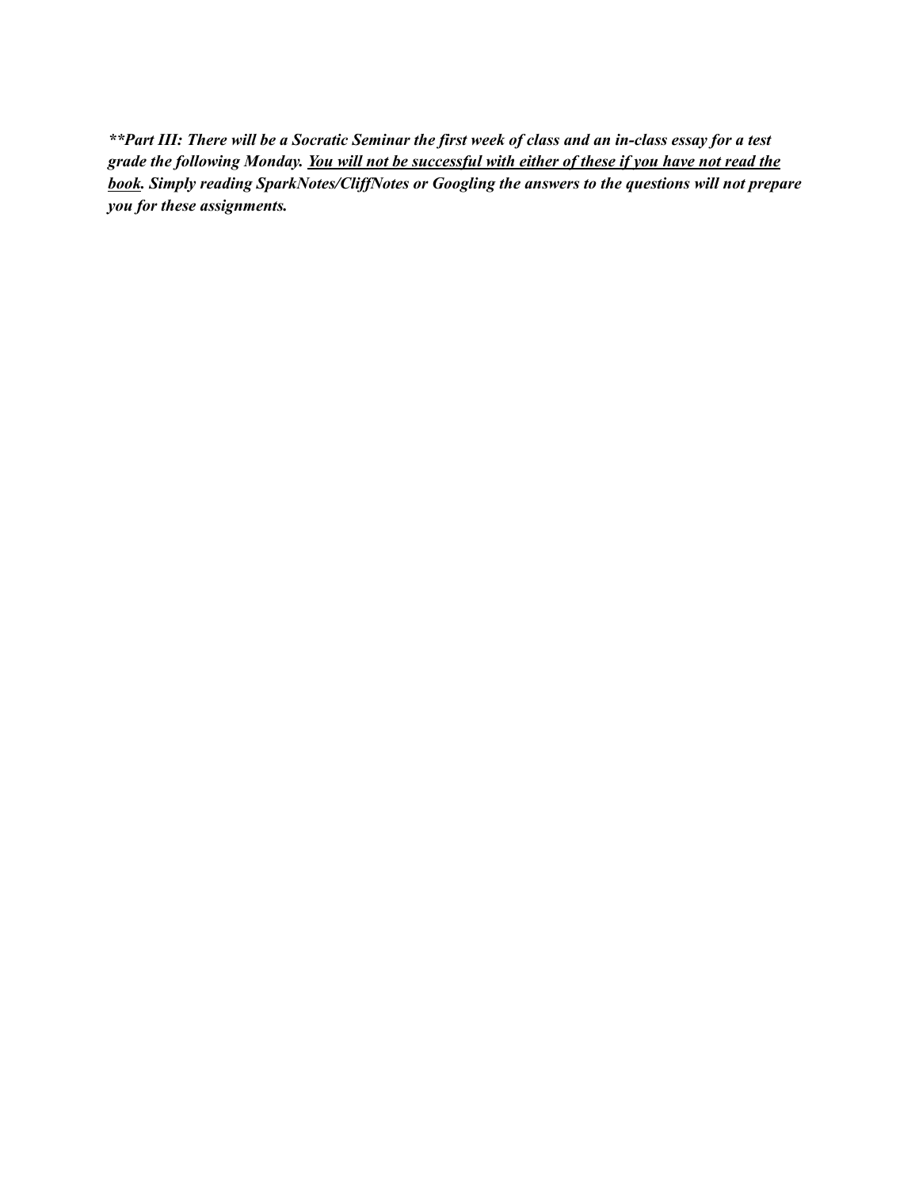***\*\*Part III: There will be a Socratic Seminar the first week of class and an in-class essay for a test grade the following Monday. <u>You will not be successful with either of these if you have not read the book</u>. Simply reading SparkNotes/CliffNotes or Googling the answers to the questions will not prepare you for these assignments.***